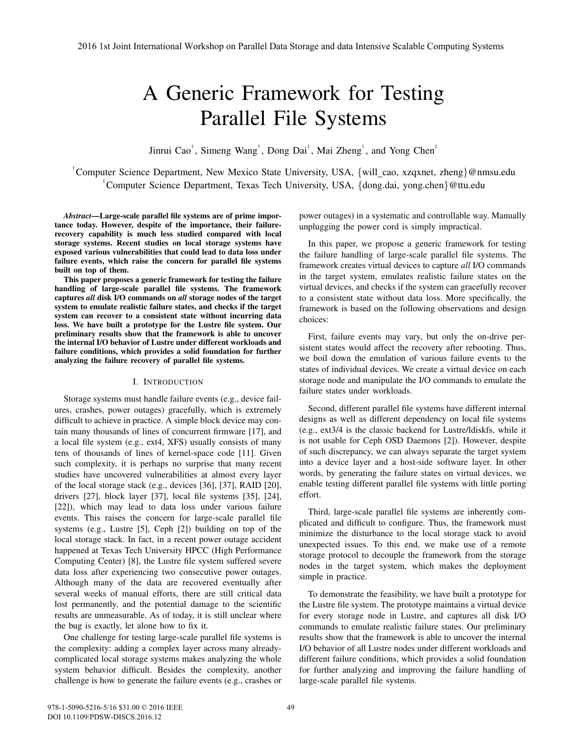# A Generic Framework for Testing Parallel File Systems

Jinrui Cao[†], Simeng Wang[†], Dong Dai[‡], Mai Zheng[†], and Yong Chen[‡]

[†]Computer Science Department, New Mexico State University, USA, {will_cao, xzqxnet, zheng}@nmsu.edu
[‡]Computer Science Department, Texas Tech University, USA, {dong.dai, yong.chen}@ttu.edu

***Abstract*—Large-scale parallel file systems are of prime importance today. However, despite of the importance, their failure-recovery capability is much less studied compared with local storage systems. Recent studies on local storage systems have exposed various vulnerabilities that could lead to data loss under failure events, which raise the concern for parallel file systems built on top of them.**

**This paper proposes a generic framework for testing the failure handling of large-scale parallel file systems. The framework captures *all* disk I/O commands on *all* storage nodes of the target system to emulate realistic failure states, and checks if the target system can recover to a consistent state without incurring data loss. We have built a prototype for the Lustre file system. Our preliminary results show that the framework is able to uncover the internal I/O behavior of Lustre under different workloads and failure conditions, which provides a solid foundation for further analyzing the failure recovery of parallel file systems.**

## I. Introduction

Storage systems must handle failure events (e.g., device failures, crashes, power outages) gracefully, which is extremely difficult to achieve in practice. A simple block device may contain many thousands of lines of concurrent firmware [17], and a local file system (e.g., ext4, XFS) usually consists of many tens of thousands of lines of kernel-space code [11]. Given such complexity, it is perhaps no surprise that many recent studies have uncovered vulnerabilities at almost every layer of the local storage stack (e.g., devices [36], [37], RAID [20], drivers [27], block layer [37], local file systems [35], [24], [22]), which may lead to data loss under various failure events. This raises the concern for large-scale parallel file systems (e.g., Lustre [5], Ceph [2]) building on top of the local storage stack. In fact, in a recent power outage accident happened at Texas Tech University HPCC (High Performance Computing Center) [8], the Lustre file system suffered severe data loss after experiencing two consecutive power outages. Although many of the data are recovered eventually after several weeks of manual efforts, there are still critical data lost permanently, and the potential damage to the scientific results are unmeasurable. As of today, it is still unclear where the bug is exactly, let alone how to fix it.

One challenge for testing large-scale parallel file systems is the complexity: adding a complex layer across many already-complicated local storage systems makes analyzing the whole system behavior difficult. Besides the complexity, another challenge is how to generate the failure events (e.g., crashes or power outages) in a systematic and controllable way. Manually unplugging the power cord is simply impractical.

In this paper, we propose a generic framework for testing the failure handling of large-scale parallel file systems. The framework creates virtual devices to capture *all* I/O commands in the target system, emulates realistic failure states on the virtual devices, and checks if the system can gracefully recover to a consistent state without data loss. More specifically, the framework is based on the following observations and design choices:

First, failure events may vary, but only the on-drive persistent states would affect the recovery after rebooting. Thus, we boil down the emulation of various failure events to the states of individual devices. We create a virtual device on each storage node and manipulate the I/O commands to emulate the failure states under workloads.

Second, different parallel file systems have different internal designs as well as different dependency on local file systems (e.g., ext3/4 is the classic backend for Lustre/ldiskfs, while it is not usable for Ceph OSD Daemons [2]). However, despite of such discrepancy, we can always separate the target system into a device layer and a host-side software layer. In other words, by generating the failure states on virtual devices, we enable testing different parallel file systems with little porting effort.

Third, large-scale parallel file systems are inherently complicated and difficult to configure. Thus, the framework must minimize the disturbance to the local storage stack to avoid unexpected issues. To this end, we make use of a remote storage protocol to decouple the framework from the storage nodes in the target system, which makes the deployment simple in practice.

To demonstrate the feasibility, we have built a prototype for the Lustre file system. The prototype maintains a virtual device for every storage node in Lustre, and captures all disk I/O commands to emulate realistic failure states. Our preliminary results show that the framework is able to uncover the internal I/O behavior of all Lustre nodes under different workloads and different failure conditions, which provides a solid foundation for further analyzing and improving the failure handling of large-scale parallel file systems.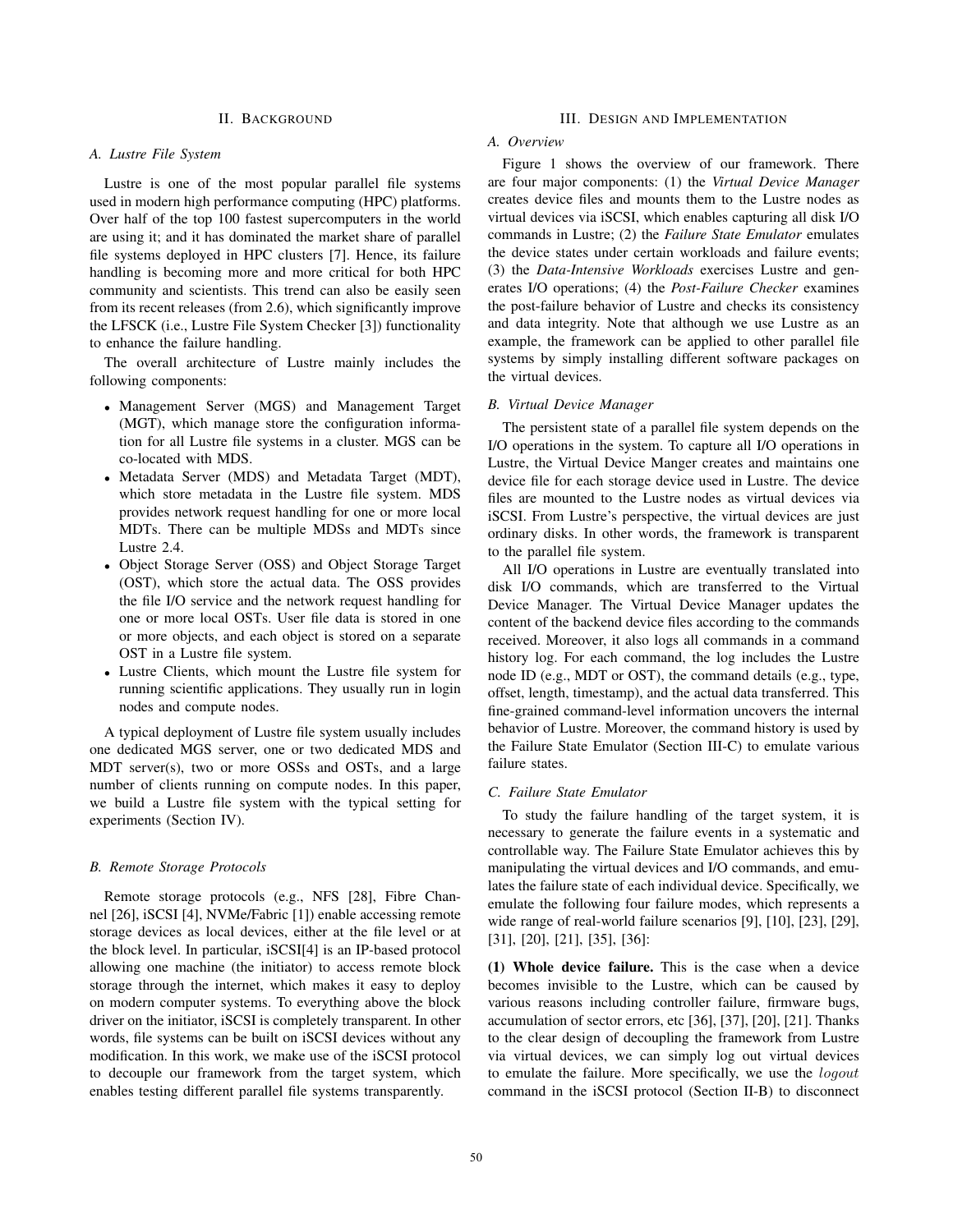## II. Background

### A. Lustre File System

Lustre is one of the most popular parallel file systems used in modern high performance computing (HPC) platforms. Over half of the top 100 fastest supercomputers in the world are using it; and it has dominated the market share of parallel file systems deployed in HPC clusters [7]. Hence, its failure handling is becoming more and more critical for both HPC community and scientists. This trend can also be easily seen from its recent releases (from 2.6), which significantly improve the LFSCK (i.e., Lustre File System Checker [3]) functionality to enhance the failure handling.

The overall architecture of Lustre mainly includes the following components:

- Management Server (MGS) and Management Target (MGT), which manage store the configuration information for all Lustre file systems in a cluster. MGS can be co-located with MDS.
- Metadata Server (MDS) and Metadata Target (MDT), which store metadata in the Lustre file system. MDS provides network request handling for one or more local MDTs. There can be multiple MDSs and MDTs since Lustre 2.4.
- Object Storage Server (OSS) and Object Storage Target (OST), which store the actual data. The OSS provides the file I/O service and the network request handling for one or more local OSTs. User file data is stored in one or more objects, and each object is stored on a separate OST in a Lustre file system.
- Lustre Clients, which mount the Lustre file system for running scientific applications. They usually run in login nodes and compute nodes.

A typical deployment of Lustre file system usually includes one dedicated MGS server, one or two dedicated MDS and MDT server(s), two or more OSSs and OSTs, and a large number of clients running on compute nodes. In this paper, we build a Lustre file system with the typical setting for experiments (Section IV).

### B. Remote Storage Protocols

Remote storage protocols (e.g., NFS [28], Fibre Channel [26], iSCSI [4], NVMe/Fabric [1]) enable accessing remote storage devices as local devices, either at the file level or at the block level. In particular, iSCSI[4] is an IP-based protocol allowing one machine (the initiator) to access remote block storage through the internet, which makes it easy to deploy on modern computer systems. To everything above the block driver on the initiator, iSCSI is completely transparent. In other words, file systems can be built on iSCSI devices without any modification. In this work, we make use of the iSCSI protocol to decouple our framework from the target system, which enables testing different parallel file systems transparently.

## III. Design and Implementation

### A. Overview

Figure 1 shows the overview of our framework. There are four major components: (1) the *Virtual Device Manager* creates device files and mounts them to the Lustre nodes as virtual devices via iSCSI, which enables capturing all disk I/O commands in Lustre; (2) the *Failure State Emulator* emulates the device states under certain workloads and failure events; (3) the *Data-Intensive Workloads* exercises Lustre and generates I/O operations; (4) the *Post-Failure Checker* examines the post-failure behavior of Lustre and checks its consistency and data integrity. Note that although we use Lustre as an example, the framework can be applied to other parallel file systems by simply installing different software packages on the virtual devices.

### B. Virtual Device Manager

The persistent state of a parallel file system depends on the I/O operations in the system. To capture all I/O operations in Lustre, the Virtual Device Manger creates and maintains one device file for each storage device used in Lustre. The device files are mounted to the Lustre nodes as virtual devices via iSCSI. From Lustre's perspective, the virtual devices are just ordinary disks. In other words, the framework is transparent to the parallel file system.

All I/O operations in Lustre are eventually translated into disk I/O commands, which are transferred to the Virtual Device Manager. The Virtual Device Manager updates the content of the backend device files according to the commands received. Moreover, it also logs all commands in a command history log. For each command, the log includes the Lustre node ID (e.g., MDT or OST), the command details (e.g., type, offset, length, timestamp), and the actual data transferred. This fine-grained command-level information uncovers the internal behavior of Lustre. Moreover, the command history is used by the Failure State Emulator (Section III-C) to emulate various failure states.

### C. Failure State Emulator

To study the failure handling of the target system, it is necessary to generate the failure events in a systematic and controllable way. The Failure State Emulator achieves this by manipulating the virtual devices and I/O commands, and emulates the failure state of each individual device. Specifically, we emulate the following four failure modes, which represents a wide range of real-world failure scenarios [9], [10], [23], [29], [31], [20], [21], [35], [36]:

**(1) Whole device failure.** This is the case when a device becomes invisible to the Lustre, which can be caused by various reasons including controller failure, firmware bugs, accumulation of sector errors, etc [36], [37], [20], [21]. Thanks to the clear design of decoupling the framework from Lustre via virtual devices, we can simply log out virtual devices to emulate the failure. More specifically, we use the $logout$ command in the iSCSI protocol (Section II-B) to disconnect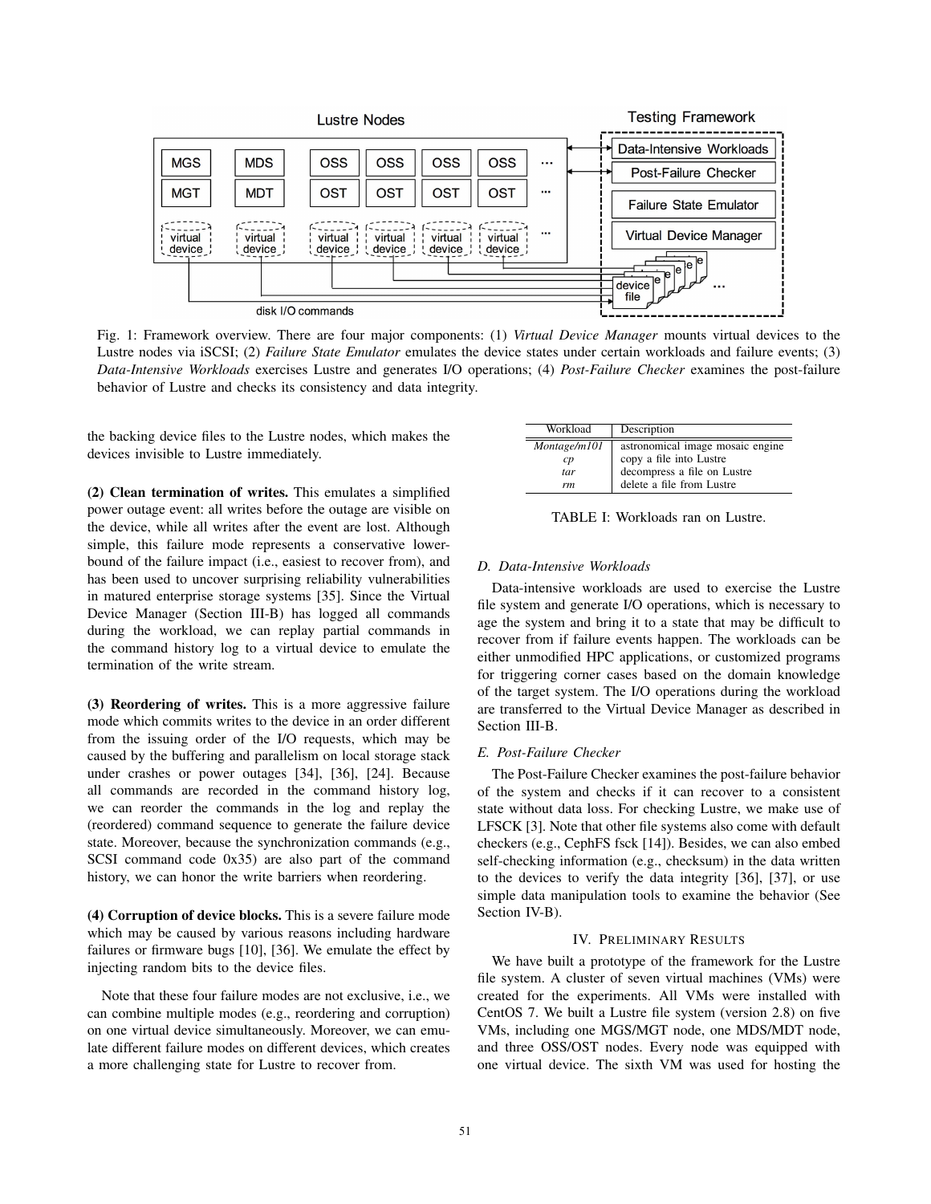Fig. 1: Framework overview. There are four major components: (1) *Virtual Device Manager* mounts virtual devices to the Lustre nodes via iSCSI; (2) *Failure State Emulator* emulates the device states under certain workloads and failure events; (3) *Data-Intensive Workloads* exercises Lustre and generates I/O operations; (4) *Post-Failure Checker* examines the post-failure behavior of Lustre and checks its consistency and data integrity.

the backing device files to the Lustre nodes, which makes the devices invisible to Lustre immediately.

**(2) Clean termination of writes.** This emulates a simplified power outage event: all writes before the outage are visible on the device, while all writes after the event are lost. Although simple, this failure mode represents a conservative lower-bound of the failure impact (i.e., easiest to recover from), and has been used to uncover surprising reliability vulnerabilities in matured enterprise storage systems [35]. Since the Virtual Device Manager (Section III-B) has logged all commands during the workload, we can replay partial commands in the command history log to a virtual device to emulate the termination of the write stream.

**(3) Reordering of writes.** This is a more aggressive failure mode which commits writes to the device in an order different from the issuing order of the I/O requests, which may be caused by the buffering and parallelism on local storage stack under crashes or power outages [34], [36], [24]. Because all commands are recorded in the command history log, we can reorder the commands in the log and replay the (reordered) command sequence to generate the failure device state. Moreover, because the synchronization commands (e.g., SCSI command code 0x35) are also part of the command history, we can honor the write barriers when reordering.

**(4) Corruption of device blocks.** This is a severe failure mode which may be caused by various reasons including hardware failures or firmware bugs [10], [36]. We emulate the effect by injecting random bits to the device files.

Note that these four failure modes are not exclusive, i.e., we can combine multiple modes (e.g., reordering and corruption) on one virtual device simultaneously. Moreover, we can emulate different failure modes on different devices, which creates a more challenging state for Lustre to recover from.

| Workload | Description |
|---|---|
| *Montage/m101* | astronomical image mosaic engine |
| *cp* | copy a file into Lustre |
| *tar* | decompress a file on Lustre |
| *rm* | delete a file from Lustre |

TABLE I: Workloads ran on Lustre.

### D. Data-Intensive Workloads

Data-intensive workloads are used to exercise the Lustre file system and generate I/O operations, which is necessary to age the system and bring it to a state that may be difficult to recover from if failure events happen. The workloads can be either unmodified HPC applications, or customized programs for triggering corner cases based on the domain knowledge of the target system. The I/O operations during the workload are transferred to the Virtual Device Manager as described in Section III-B.

### E. Post-Failure Checker

The Post-Failure Checker examines the post-failure behavior of the system and checks if it can recover to a consistent state without data loss. For checking Lustre, we make use of LFSCK [3]. Note that other file systems also come with default checkers (e.g., CephFS fsck [14]). Besides, we can also embed self-checking information (e.g., checksum) in the data written to the devices to verify the data integrity [36], [37], or use simple data manipulation tools to examine the behavior (See Section IV-B).

## IV. Preliminary Results

We have built a prototype of the framework for the Lustre file system. A cluster of seven virtual machines (VMs) were created for the experiments. All VMs were installed with CentOS 7. We built a Lustre file system (version 2.8) on five VMs, including one MGS/MGT node, one MDS/MDT node, and three OSS/OST nodes. Every node was equipped with one virtual device. The sixth VM was used for hosting the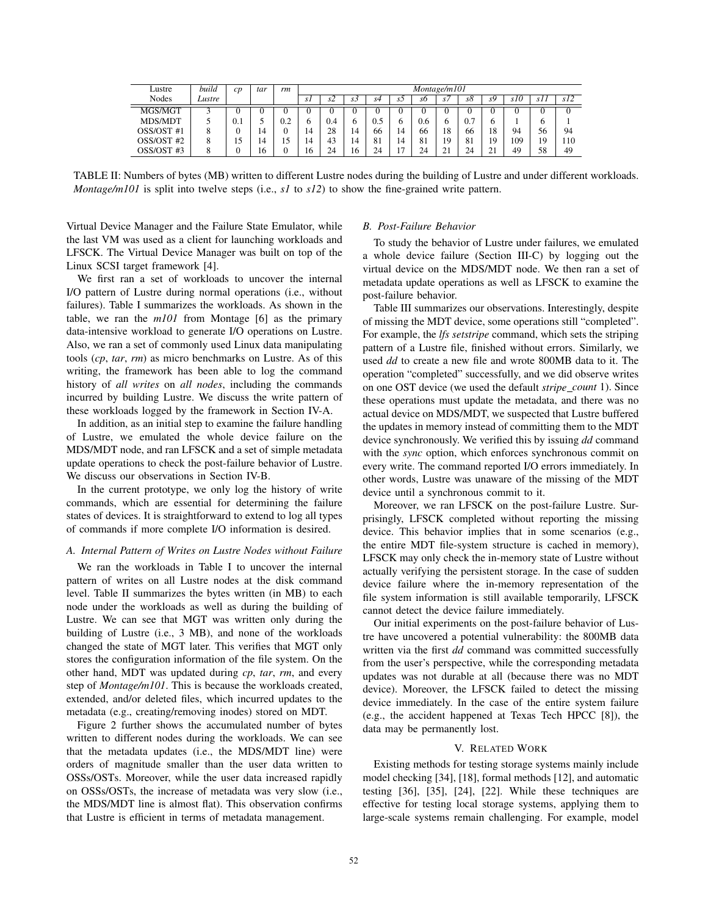| Lustre Nodes | *build Lustre* | *cp* | *tar* | *rm* | *Montage/m101* | | | | | | | | | | | |
|---|---|---|---|---|---|---|---|---|---|---|---|---|---|---|---|---|
| | | | | | *s1* | *s2* | *s3* | *s4* | *s5* | *s6* | *s7* | *s8* | *s9* | *s10* | *s11* | *s12* |
| MGS/MGT | 3 | 0 | 0 | 0 | 0 | 0 | 0 | 0 | 0 | 0 | 0 | 0 | 0 | 0 | 0 | 0 |
| MDS/MDT | 5 | 0.1 | 5 | 0.2 | 6 | 0.4 | 6 | 0.5 | 6 | 0.6 | 6 | 0.7 | 6 | 1 | 6 | 1 |
| OSS/OST #1 | 8 | 0 | 14 | 0 | 14 | 28 | 14 | 66 | 14 | 66 | 18 | 66 | 18 | 94 | 56 | 94 |
| OSS/OST #2 | 8 | 15 | 14 | 15 | 14 | 43 | 14 | 81 | 14 | 81 | 19 | 81 | 19 | 109 | 19 | 110 |
| OSS/OST #3 | 8 | 0 | 16 | 0 | 16 | 24 | 16 | 24 | 17 | 24 | 21 | 24 | 21 | 49 | 58 | 49 |

TABLE II: Numbers of bytes (MB) written to different Lustre nodes during the building of Lustre and under different workloads. *Montage/m101* is split into twelve steps (i.e., *s1* to *s12*) to show the fine-grained write pattern.

Virtual Device Manager and the Failure State Emulator, while the last VM was used as a client for launching workloads and LFSCK. The Virtual Device Manager was built on top of the Linux SCSI target framework [4].

We first ran a set of workloads to uncover the internal I/O pattern of Lustre during normal operations (i.e., without failures). Table I summarizes the workloads. As shown in the table, we ran the *m101* from Montage [6] as the primary data-intensive workload to generate I/O operations on Lustre. Also, we ran a set of commonly used Linux data manipulating tools (*cp*, *tar*, *rm*) as micro benchmarks on Lustre. As of this writing, the framework has been able to log the command history of *all writes* on *all nodes*, including the commands incurred by building Lustre. We discuss the write pattern of these workloads logged by the framework in Section IV-A.

In addition, as an initial step to examine the failure handling of Lustre, we emulated the whole device failure on the MDS/MDT node, and ran LFSCK and a set of simple metadata update operations to check the post-failure behavior of Lustre. We discuss our observations in Section IV-B.

In the current prototype, we only log the history of write commands, which are essential for determining the failure states of devices. It is straightforward to extend to log all types of commands if more complete I/O information is desired.

### *A. Internal Pattern of Writes on Lustre Nodes without Failure*

We ran the workloads in Table I to uncover the internal pattern of writes on all Lustre nodes at the disk command level. Table II summarizes the bytes written (in MB) to each node under the workloads as well as during the building of Lustre. We can see that MGT was written only during the building of Lustre (i.e., 3 MB), and none of the workloads changed the state of MGT later. This verifies that MGT only stores the configuration information of the file system. On the other hand, MDT was updated during *cp*, *tar*, *rm*, and every step of *Montage/m101*. This is because the workloads created, extended, and/or deleted files, which incurred updates to the metadata (e.g., creating/removing inodes) stored on MDT.

Figure 2 further shows the accumulated number of bytes written to different nodes during the workloads. We can see that the metadata updates (i.e., the MDS/MDT line) were orders of magnitude smaller than the user data written to OSSs/OSTs. Moreover, while the user data increased rapidly on OSSs/OSTs, the increase of metadata was very slow (i.e., the MDS/MDT line is almost flat). This observation confirms that Lustre is efficient in terms of metadata management.

### *B. Post-Failure Behavior*

To study the behavior of Lustre under failures, we emulated a whole device failure (Section III-C) by logging out the virtual device on the MDS/MDT node. We then ran a set of metadata update operations as well as LFSCK to examine the post-failure behavior.

Table III summarizes our observations. Interestingly, despite of missing the MDT device, some operations still "completed". For example, the *lfs setstripe* command, which sets the striping pattern of a Lustre file, finished without errors. Similarly, we used *dd* to create a new file and wrote 800MB data to it. The operation "completed" successfully, and we did observe writes on one OST device (we used the default *stripe_count* 1). Since these operations must update the metadata, and there was no actual device on MDS/MDT, we suspected that Lustre buffered the updates in memory instead of committing them to the MDT device synchronously. We verified this by issuing *dd* command with the *sync* option, which enforces synchronous commit on every write. The command reported I/O errors immediately. In other words, Lustre was unaware of the missing of the MDT device until a synchronous commit to it.

Moreover, we ran LFSCK on the post-failure Lustre. Surprisingly, LFSCK completed without reporting the missing device. This behavior implies that in some scenarios (e.g., the entire MDT file-system structure is cached in memory), LFSCK may only check the in-memory state of Lustre without actually verifying the persistent storage. In the case of sudden device failure where the in-memory representation of the file system information is still available temporarily, LFSCK cannot detect the device failure immediately.

Our initial experiments on the post-failure behavior of Lustre have uncovered a potential vulnerability: the 800MB data written via the first *dd* command was committed successfully from the user's perspective, while the corresponding metadata updates was not durable at all (because there was no MDT device). Moreover, the LFSCK failed to detect the missing device immediately. In the case of the entire system failure (e.g., the accident happened at Texas Tech HPCC [8]), the data may be permanently lost.

## V. Related Work

Existing methods for testing storage systems mainly include model checking [34], [18], formal methods [12], and automatic testing [36], [35], [24], [22]. While these techniques are effective for testing local storage systems, applying them to large-scale systems remain challenging. For example, model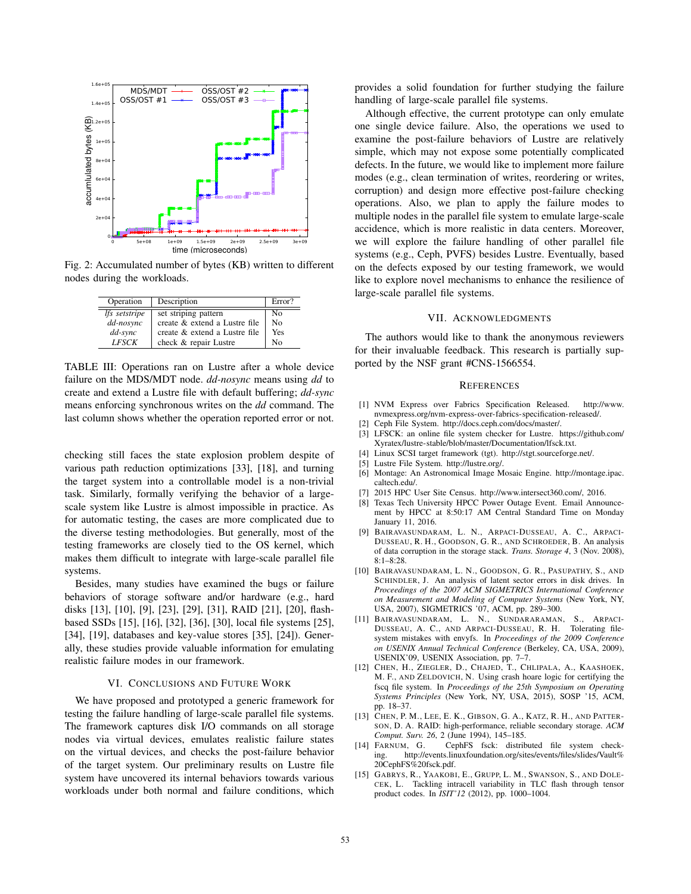Fig. 2: Accumulated number of bytes (KB) written to different nodes during the workloads.

| Operation | Description | Error? |
|---|---|---|
| *lfs setstripe* | set striping pattern | No |
| *dd-nosync* | create & extend a Lustre file | No |
| *dd-sync* | create & extend a Lustre file | Yes |
| *LFSCK* | check & repair Lustre | No |

TABLE III: Operations ran on Lustre after a whole device failure on the MDS/MDT node. *dd-nosync* means using *dd* to create and extend a Lustre file with default buffering; *dd-sync* means enforcing synchronous writes on the *dd* command. The last column shows whether the operation reported error or not.

checking still faces the state explosion problem despite of various path reduction optimizations [33], [18], and turning the target system into a controllable model is a non-trivial task. Similarly, formally verifying the behavior of a large-scale system like Lustre is almost impossible in practice. As for automatic testing, the cases are more complicated due to the diverse testing methodologies. But generally, most of the testing frameworks are closely tied to the OS kernel, which makes them difficult to integrate with large-scale parallel file systems.

Besides, many studies have examined the bugs or failure behaviors of storage software and/or hardware (e.g., hard disks [13], [10], [9], [23], [29], [31], RAID [21], [20], flash-based SSDs [15], [16], [32], [36], [30], local file systems [25], [34], [19], databases and key-value stores [35], [24]). Generally, these studies provide valuable information for emulating realistic failure modes in our framework.

## VI. Conclusions and Future Work

We have proposed and prototyped a generic framework for testing the failure handling of large-scale parallel file systems. The framework captures disk I/O commands on all storage nodes via virtual devices, emulates realistic failure states on the virtual devices, and checks the post-failure behavior of the target system. Our preliminary results on Lustre file system have uncovered its internal behaviors towards various workloads under both normal and failure conditions, which provides a solid foundation for further studying the failure handling of large-scale parallel file systems.

Although effective, the current prototype can only emulate one single device failure. Also, the operations we used to examine the post-failure behaviors of Lustre are relatively simple, which may not expose some potentially complicated defects. In the future, we would like to implement more failure modes (e.g., clean termination of writes, reordering or writes, corruption) and design more effective post-failure checking operations. Also, we plan to apply the failure modes to multiple nodes in the parallel file system to emulate large-scale accidence, which is more realistic in data centers. Moreover, we will explore the failure handling of other parallel file systems (e.g., Ceph, PVFS) besides Lustre. Eventually, based on the defects exposed by our testing framework, we would like to explore novel mechanisms to enhance the resilience of large-scale parallel file systems.

## VII. Acknowledgments

The authors would like to thank the anonymous reviewers for their invaluable feedback. This research is partially supported by the NSF grant #CNS-1566554.

## References

[1] NVM Express over Fabrics Specification Released. http://www.nvmexpress.org/nvm-express-over-fabrics-specification-released/.

[2] Ceph File System. http://docs.ceph.com/docs/master/.

[3] LFSCK: an online file system checker for Lustre. https://github.com/Xyratex/lustre-stable/blob/master/Documentation/lfsck.txt.

[4] Linux SCSI target framework (tgt). http://stgt.sourceforge.net/.

[5] Lustre File System. http://lustre.org/.

[6] Montage: An Astronomical Image Mosaic Engine. http://montage.ipac.caltech.edu/.

[7] 2015 HPC User Site Census. http://www.intersect360.com/, 2016.

[8] Texas Tech University HPCC Power Outage Event. Email Announcement by HPCC at 8:50:17 AM Central Standard Time on Monday January 11, 2016.

[9] Bairavasundaram, L. N., Arpaci-Dusseau, A. C., Arpaci-Dusseau, R. H., Goodson, G. R., and Schroeder, B. An analysis of data corruption in the storage stack. *Trans. Storage 4*, 3 (Nov. 2008), 8:1–8:28.

[10] Bairavasundaram, L. N., Goodson, G. R., Pasupathy, S., and Schindler, J. An analysis of latent sector errors in disk drives. In *Proceedings of the 2007 ACM SIGMETRICS International Conference on Measurement and Modeling of Computer Systems* (New York, NY, USA, 2007), SIGMETRICS '07, ACM, pp. 289–300.

[11] Bairavasundaraman, L. N., Sundararaman, S., Arpaci-Dusseau, A. C., and Arpaci-Dusseau, R. H. Tolerating file-system mistakes with envyfs. In *Proceedings of the 2009 Conference on USENIX Annual Technical Conference* (Berkeley, CA, USA, 2009), USENIX'09, USENIX Association, pp. 7–7.

[12] Chen, H., Ziegler, D., Chajed, T., Chlipala, A., Kaashoek, M. F., and Zeldovich, N. Using crash hoare logic for certifying the fscq file system. In *Proceedings of the 25th Symposium on Operating Systems Principles* (New York, NY, USA, 2015), SOSP '15, ACM, pp. 18–37.

[13] Chen, P. M., Lee, E. K., Gibson, G. A., Katz, R. H., and Patterson, D. A. RAID: high-performance, reliable secondary storage. *ACM Comput. Surv. 26*, 2 (June 1994), 145–185.

[14] Farnum, G. CephFS fsck: distributed file system checking. http://events.linuxfoundation.org/sites/events/files/slides/Vault%20CephFS%20fsck.pdf.

[15] Gabrys, R., Yaakobi, E., Grupp, L. M., Swanson, S., and Dolecek, L. Tackling intracell variability in TLC flash through tensor product codes. In *ISIT'12* (2012), pp. 1000–1004.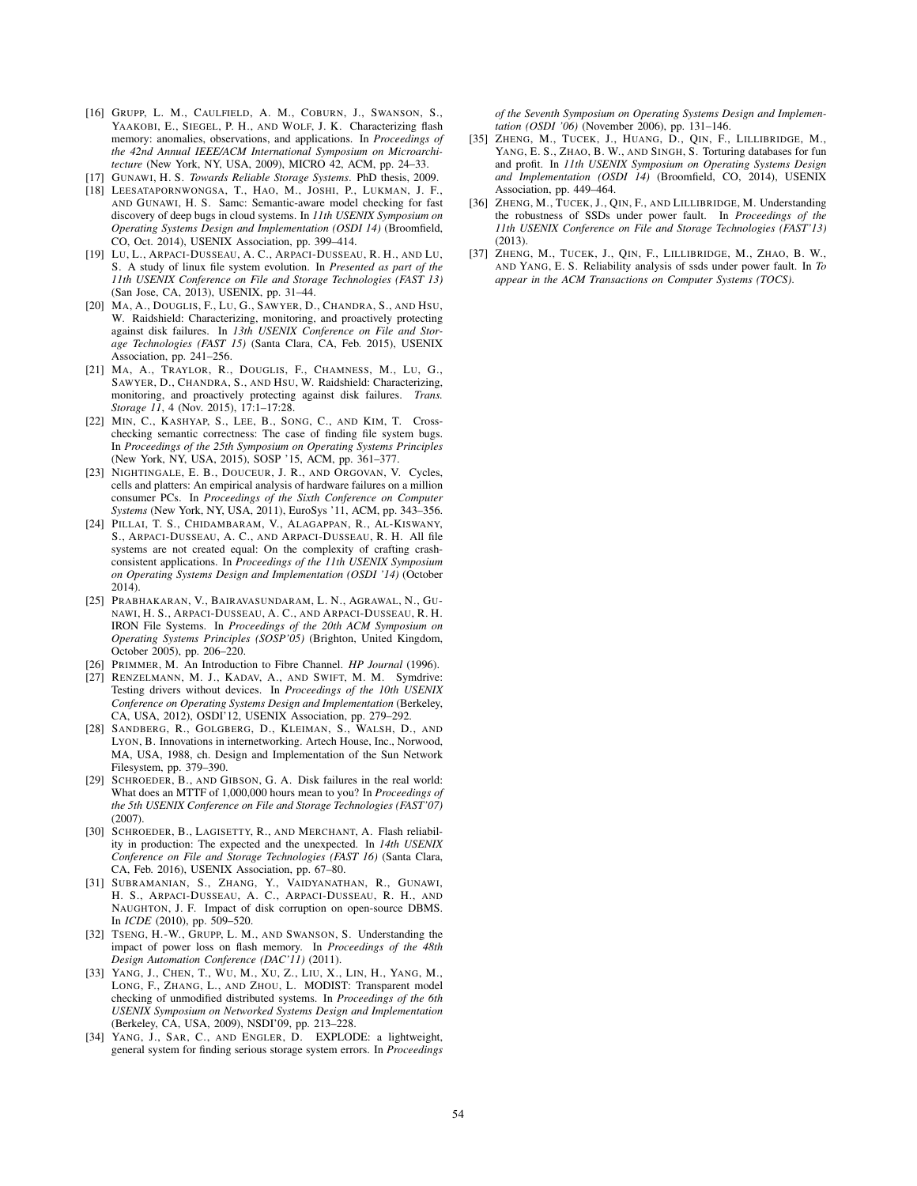[16] GRUPP, L. M., CAULFIELD, A. M., COBURN, J., SWANSON, S., YAAKOBI, E., SIEGEL, P. H., AND WOLF, J. K. Characterizing flash memory: anomalies, observations, and applications. In *Proceedings of the 42nd Annual IEEE/ACM International Symposium on Microarchitecture* (New York, NY, USA, 2009), MICRO 42, ACM, pp. 24–33.

[17] GUNAWI, H. S. *Towards Reliable Storage Systems*. PhD thesis, 2009.

[18] LEESATAPORNWONGSA, T., HAO, M., JOSHI, P., LUKMAN, J. F., AND GUNAWI, H. S. Samc: Semantic-aware model checking for fast discovery of deep bugs in cloud systems. In *11th USENIX Symposium on Operating Systems Design and Implementation (OSDI 14)* (Broomfield, CO, Oct. 2014), USENIX Association, pp. 399–414.

[19] LU, L., ARPACI-DUSSEAU, A. C., ARPACI-DUSSEAU, R. H., AND LU, S. A study of linux file system evolution. In *Presented as part of the 11th USENIX Conference on File and Storage Technologies (FAST 13)* (San Jose, CA, 2013), USENIX, pp. 31–44.

[20] MA, A., DOUGLIS, F., LU, G., SAWYER, D., CHANDRA, S., AND HSU, W. Raidshield: Characterizing, monitoring, and proactively protecting against disk failures. In *13th USENIX Conference on File and Storage Technologies (FAST 15)* (Santa Clara, CA, Feb. 2015), USENIX Association, pp. 241–256.

[21] MA, A., TRAYLOR, R., DOUGLIS, F., CHAMNESS, M., LU, G., SAWYER, D., CHANDRA, S., AND HSU, W. Raidshield: Characterizing, monitoring, and proactively protecting against disk failures. *Trans. Storage 11*, 4 (Nov. 2015), 17:1–17:28.

[22] MIN, C., KASHYAP, S., LEE, B., SONG, C., AND KIM, T. Cross-checking semantic correctness: The case of finding file system bugs. In *Proceedings of the 25th Symposium on Operating Systems Principles* (New York, NY, USA, 2015), SOSP '15, ACM, pp. 361–377.

[23] NIGHTINGALE, E. B., DOUCEUR, J. R., AND ORGOVAN, V. Cycles, cells and platters: An empirical analysis of hardware failures on a million consumer PCs. In *Proceedings of the Sixth Conference on Computer Systems* (New York, NY, USA, 2011), EuroSys '11, ACM, pp. 343–356.

[24] PILLAI, T. S., CHIDAMBARAM, V., ALAGAPPAN, R., AL-KISWANY, S., ARPACI-DUSSEAU, A. C., AND ARPACI-DUSSEAU, R. H. All file systems are not created equal: On the complexity of crafting crash-consistent applications. In *Proceedings of the 11th USENIX Symposium on Operating Systems Design and Implementation (OSDI '14)* (October 2014).

[25] PRABHAKARAN, V., BAIRAVASUNDARAM, L. N., AGRAWAL, N., GUNAWI, H. S., ARPACI-DUSSEAU, A. C., AND ARPACI-DUSSEAU, R. H. IRON File Systems. In *Proceedings of the 20th ACM Symposium on Operating Systems Principles (SOSP'05)* (Brighton, United Kingdom, October 2005), pp. 206–220.

[26] PRIMMER, M. An Introduction to Fibre Channel. *HP Journal* (1996).

[27] RENZELMANN, M. J., KADAV, A., AND SWIFT, M. M. Symdrive: Testing drivers without devices. In *Proceedings of the 10th USENIX Conference on Operating Systems Design and Implementation* (Berkeley, CA, USA, 2012), OSDI'12, USENIX Association, pp. 279–292.

[28] SANDBERG, R., GOLGBERG, D., KLEIMAN, S., WALSH, D., AND LYON, B. Innovations in internetworking. Artech House, Inc., Norwood, MA, USA, 1988, ch. Design and Implementation of the Sun Network Filesystem, pp. 379–390.

[29] SCHROEDER, B., AND GIBSON, G. A. Disk failures in the real world: What does an MTTF of 1,000,000 hours mean to you? In *Proceedings of the 5th USENIX Conference on File and Storage Technologies (FAST'07)* (2007).

[30] SCHROEDER, B., LAGISETTY, R., AND MERCHANT, A. Flash reliability in production: The expected and the unexpected. In *14th USENIX Conference on File and Storage Technologies (FAST 16)* (Santa Clara, CA, Feb. 2016), USENIX Association, pp. 67–80.

[31] SUBRAMANIAN, S., ZHANG, Y., VAIDYANATHAN, R., GUNAWI, H. S., ARPACI-DUSSEAU, A. C., ARPACI-DUSSEAU, R. H., AND NAUGHTON, J. F. Impact of disk corruption on open-source DBMS. In *ICDE* (2010), pp. 509–520.

[32] TSENG, H.-W., GRUPP, L. M., AND SWANSON, S. Understanding the impact of power loss on flash memory. In *Proceedings of the 48th Design Automation Conference (DAC'11)* (2011).

[33] YANG, J., CHEN, T., WU, M., XU, Z., LIU, X., LIN, H., YANG, M., LONG, F., ZHANG, L., AND ZHOU, L. MODIST: Transparent model checking of unmodified distributed systems. In *Proceedings of the 6th USENIX Symposium on Networked Systems Design and Implementation* (Berkeley, CA, USA, 2009), NSDI'09, pp. 213–228.

[34] YANG, J., SAR, C., AND ENGLER, D. EXPLODE: a lightweight, general system for finding serious storage system errors. In *Proceedings of the Seventh Symposium on Operating Systems Design and Implementation (OSDI '06)* (November 2006), pp. 131–146.

[35] ZHENG, M., TUCEK, J., HUANG, D., QIN, F., LILLIBRIDGE, M., YANG, E. S., ZHAO, B. W., AND SINGH, S. Torturing databases for fun and profit. In *11th USENIX Symposium on Operating Systems Design and Implementation (OSDI 14)* (Broomfield, CO, 2014), USENIX Association, pp. 449–464.

[36] ZHENG, M., TUCEK, J., QIN, F., AND LILLIBRIDGE, M. Understanding the robustness of SSDs under power fault. In *Proceedings of the 11th USENIX Conference on File and Storage Technologies (FAST'13)* (2013).

[37] ZHENG, M., TUCEK, J., QIN, F., LILLIBRIDGE, M., ZHAO, B. W., AND YANG, E. S. Reliability analysis of ssds under power fault. In *To appear in the ACM Transactions on Computer Systems (TOCS)*.